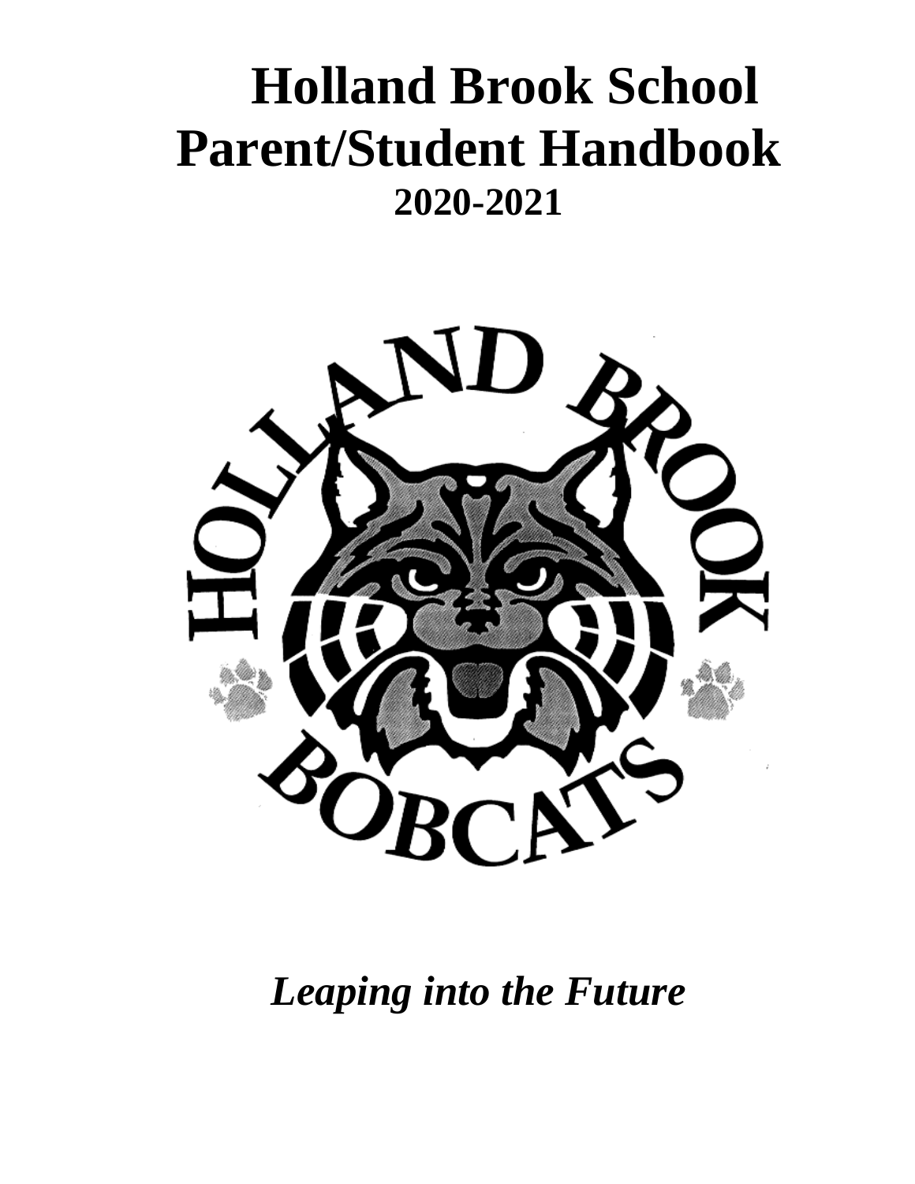# Holland Brook School
# Parent/Student Handbook
## 2020-2021

*Leaping into the Future*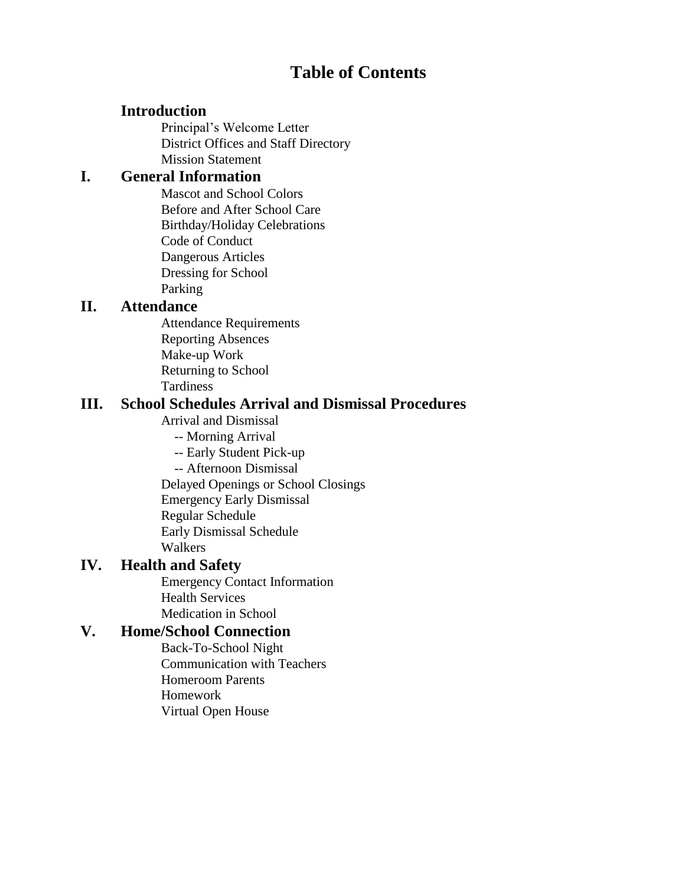# Table of Contents

## Introduction

- Principal's Welcome Letter
- District Offices and Staff Directory
- Mission Statement

## I. General Information

- Mascot and School Colors
- Before and After School Care
- Birthday/Holiday Celebrations
- Code of Conduct
- Dangerous Articles
- Dressing for School
- Parking

## II. Attendance

- Attendance Requirements
- Reporting Absences
- Make-up Work
- Returning to School
- Tardiness

## III. School Schedules Arrival and Dismissal Procedures

- Arrival and Dismissal
  - -- Morning Arrival
  - -- Early Student Pick-up
  - -- Afternoon Dismissal
- Delayed Openings or School Closings
- Emergency Early Dismissal
- Regular Schedule
- Early Dismissal Schedule
- Walkers

## IV. Health and Safety

- Emergency Contact Information
- Health Services
- Medication in School

## V. Home/School Connection

- Back-To-School Night
- Communication with Teachers
- Homeroom Parents
- Homework
- Virtual Open House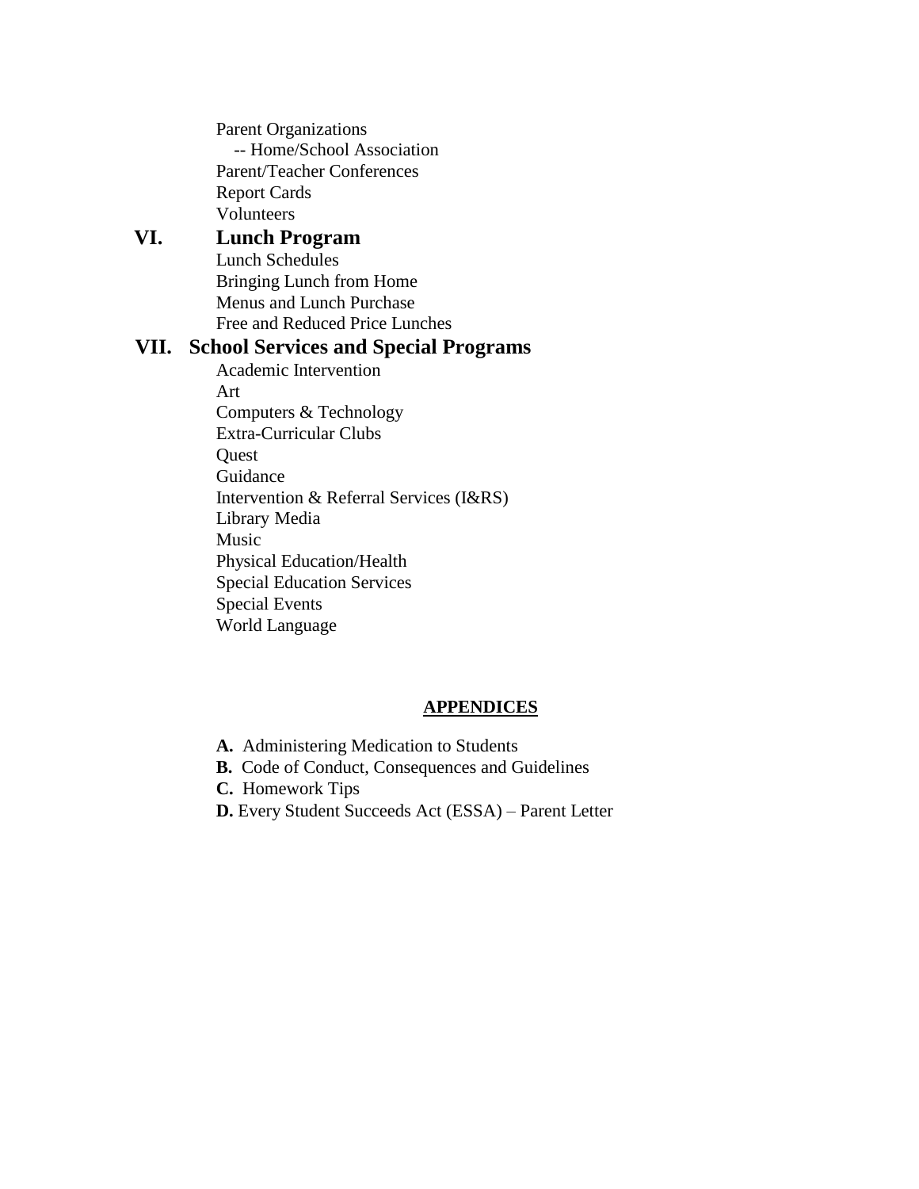- Parent Organizations
  - -- Home/School Association
- Parent/Teacher Conferences
- Report Cards
- Volunteers

## VI. Lunch Program

- Lunch Schedules
- Bringing Lunch from Home
- Menus and Lunch Purchase
- Free and Reduced Price Lunches

## VII. School Services and Special Programs

- Academic Intervention
- Art
- Computers & Technology
- Extra-Curricular Clubs
- Quest
- Guidance
- Intervention & Referral Services (I&RS)
- Library Media
- Music
- Physical Education/Health
- Special Education Services
- Special Events
- World Language

## APPENDICES

**A.** Administering Medication to Students

**B.** Code of Conduct, Consequences and Guidelines

**C.** Homework Tips

**D.** Every Student Succeeds Act (ESSA) – Parent Letter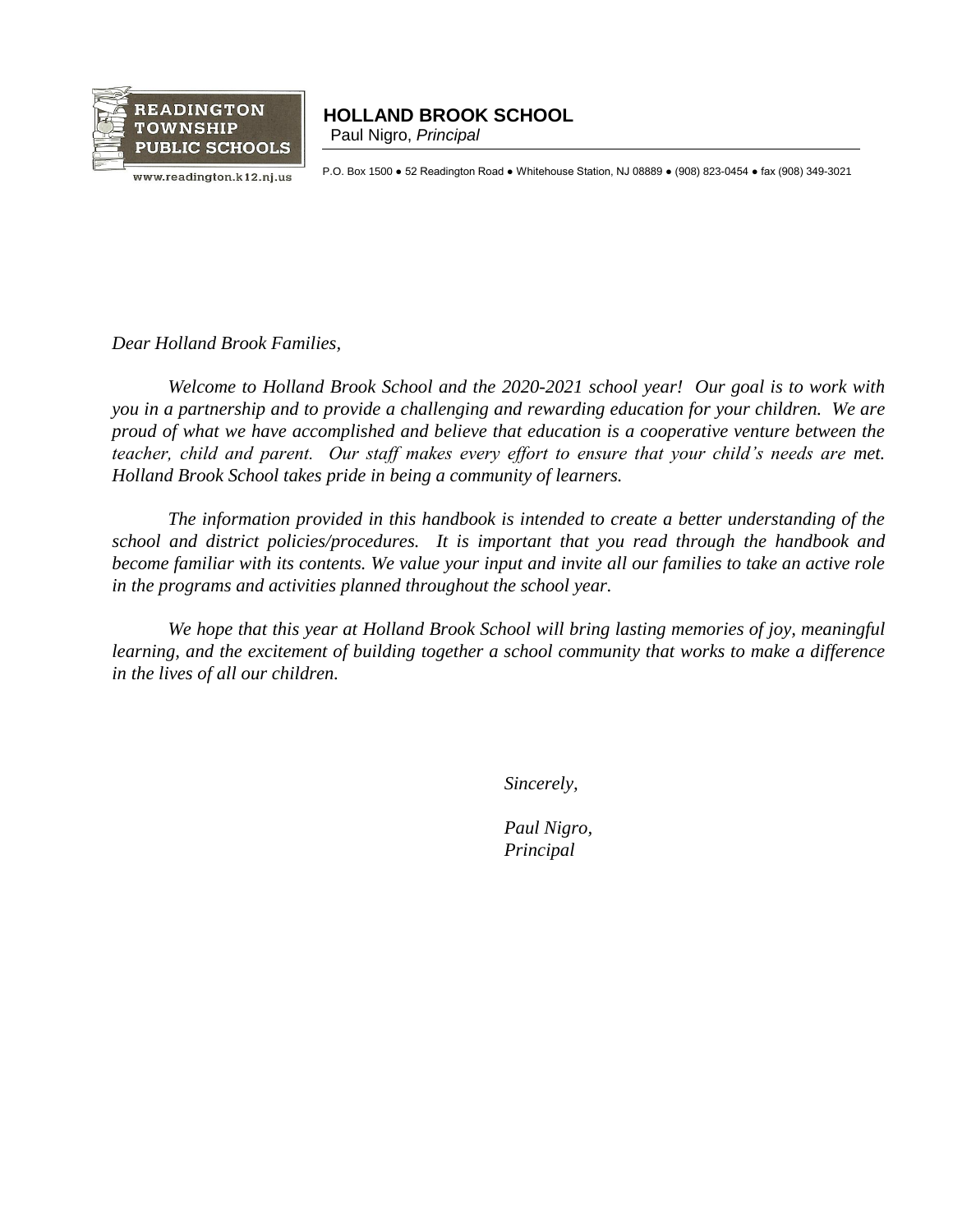READINGTON TOWNSHIP PUBLIC SCHOOLS
www.readington.k12.nj.us

**HOLLAND BROOK SCHOOL**
Paul Nigro, *Principal*

P.O. Box 1500 ● 52 Readington Road ● Whitehouse Station, NJ 08889 ● (908) 823-0454 ● fax (908) 349-3021

*Dear Holland Brook Families,*

*Welcome to Holland Brook School and the 2020-2021 school year! Our goal is to work with you in a partnership and to provide a challenging and rewarding education for your children. We are proud of what we have accomplished and believe that education is a cooperative venture between the teacher, child and parent. Our staff makes every effort to ensure that your child's needs are met. Holland Brook School takes pride in being a community of learners.*

*The information provided in this handbook is intended to create a better understanding of the school and district policies/procedures. It is important that you read through the handbook and become familiar with its contents. We value your input and invite all our families to take an active role in the programs and activities planned throughout the school year.*

*We hope that this year at Holland Brook School will bring lasting memories of joy, meaningful learning, and the excitement of building together a school community that works to make a difference in the lives of all our children.*

*Sincerely,*

*Paul Nigro,*
*Principal*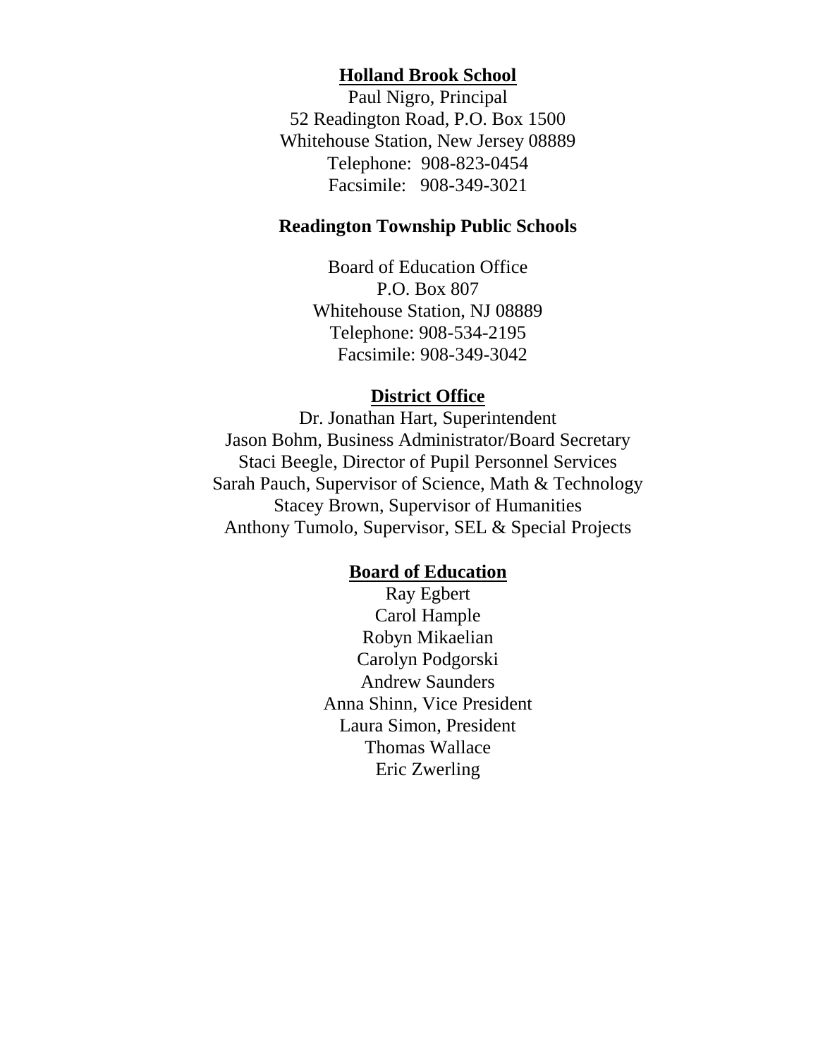## Holland Brook School

Paul Nigro, Principal
52 Readington Road, P.O. Box 1500
Whitehouse Station, New Jersey 08889
Telephone: 908-823-0454
Facsimile: 908-349-3021

## Readington Township Public Schools

Board of Education Office
P.O. Box 807
Whitehouse Station, NJ 08889
Telephone: 908-534-2195
Facsimile: 908-349-3042

## District Office

Dr. Jonathan Hart, Superintendent
Jason Bohm, Business Administrator/Board Secretary
Staci Beegle, Director of Pupil Personnel Services
Sarah Pauch, Supervisor of Science, Math & Technology
Stacey Brown, Supervisor of Humanities
Anthony Tumolo, Supervisor, SEL & Special Projects

## Board of Education

Ray Egbert
Carol Hample
Robyn Mikaelian
Carolyn Podgorski
Andrew Saunders
Anna Shinn, Vice President
Laura Simon, President
Thomas Wallace
Eric Zwerling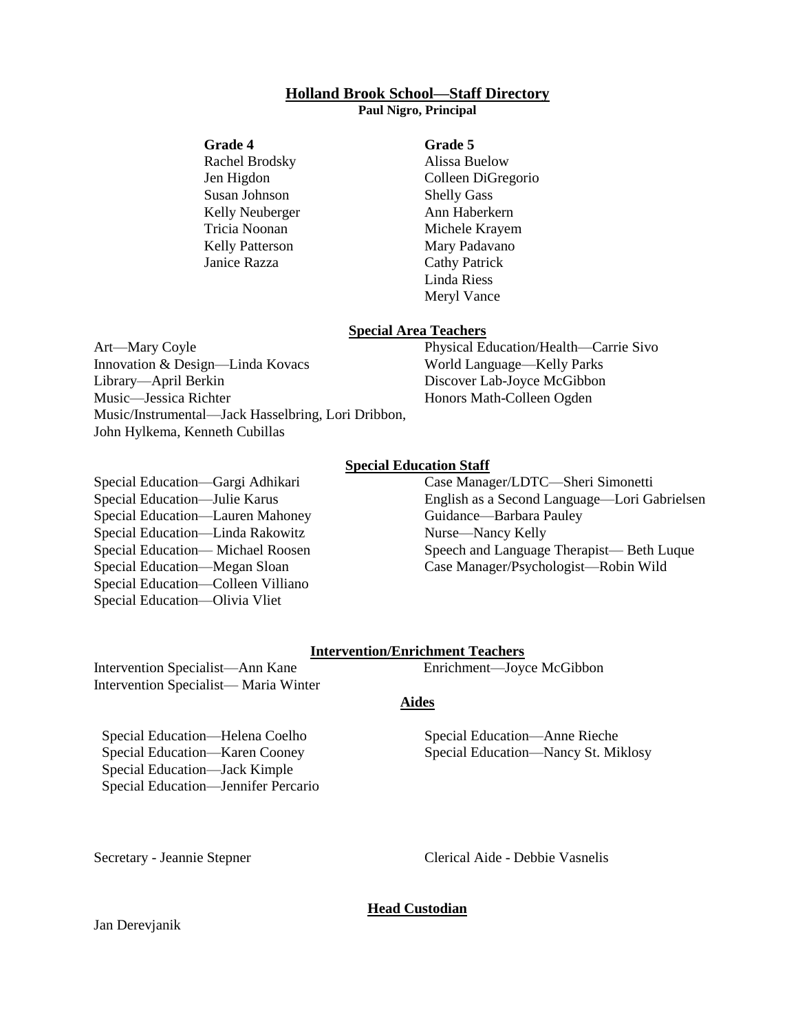# Holland Brook School—Staff Directory

**Paul Nigro, Principal**

**Grade 4**

Rachel Brodsky
Jen Higdon
Susan Johnson
Kelly Neuberger
Tricia Noonan
Kelly Patterson
Janice Razza

**Grade 5**

Alissa Buelow
Colleen DiGregorio
Shelly Gass
Ann Haberkern
Michele Krayem
Mary Padavano
Cathy Patrick
Linda Riess
Meryl Vance

## Special Area Teachers

Art—Mary Coyle
Innovation & Design—Linda Kovacs
Library—April Berkin
Music—Jessica Richter
Music/Instrumental—Jack Hasselbring, Lori Dribbon, John Hylkema, Kenneth Cubillas

Physical Education/Health—Carrie Sivo
World Language—Kelly Parks
Discover Lab-Joyce McGibbon
Honors Math-Colleen Ogden

## Special Education Staff

Special Education—Gargi Adhikari
Special Education—Julie Karus
Special Education—Lauren Mahoney
Special Education—Linda Rakowitz
Special Education— Michael Roosen
Special Education—Megan Sloan
Special Education—Colleen Villiano
Special Education—Olivia Vliet

Case Manager/LDTC—Sheri Simonetti
English as a Second Language—Lori Gabrielsen
Guidance—Barbara Pauley
Nurse—Nancy Kelly
Speech and Language Therapist— Beth Luque
Case Manager/Psychologist—Robin Wild

## Intervention/Enrichment Teachers

Intervention Specialist—Ann Kane
Intervention Specialist— Maria Winter

Enrichment—Joyce McGibbon

## Aides

Special Education—Helena Coelho
Special Education—Karen Cooney
Special Education—Jack Kimple
Special Education—Jennifer Percario

Special Education—Anne Rieche
Special Education—Nancy St. Miklosy

Secretary - Jeannie Stepner

Clerical Aide - Debbie Vasnelis

## Head Custodian

Jan Derevjanik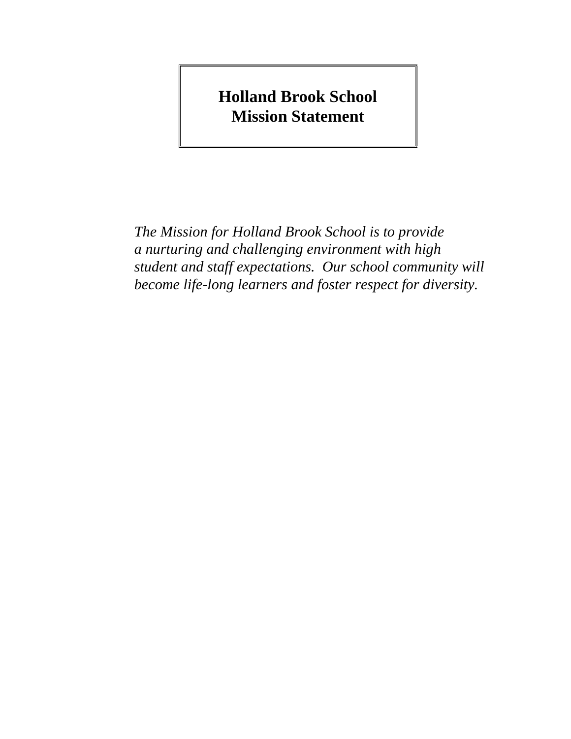# Holland Brook School
# Mission Statement

*The Mission for Holland Brook School is to provide a nurturing and challenging environment with high student and staff expectations. Our school community will become life-long learners and foster respect for diversity.*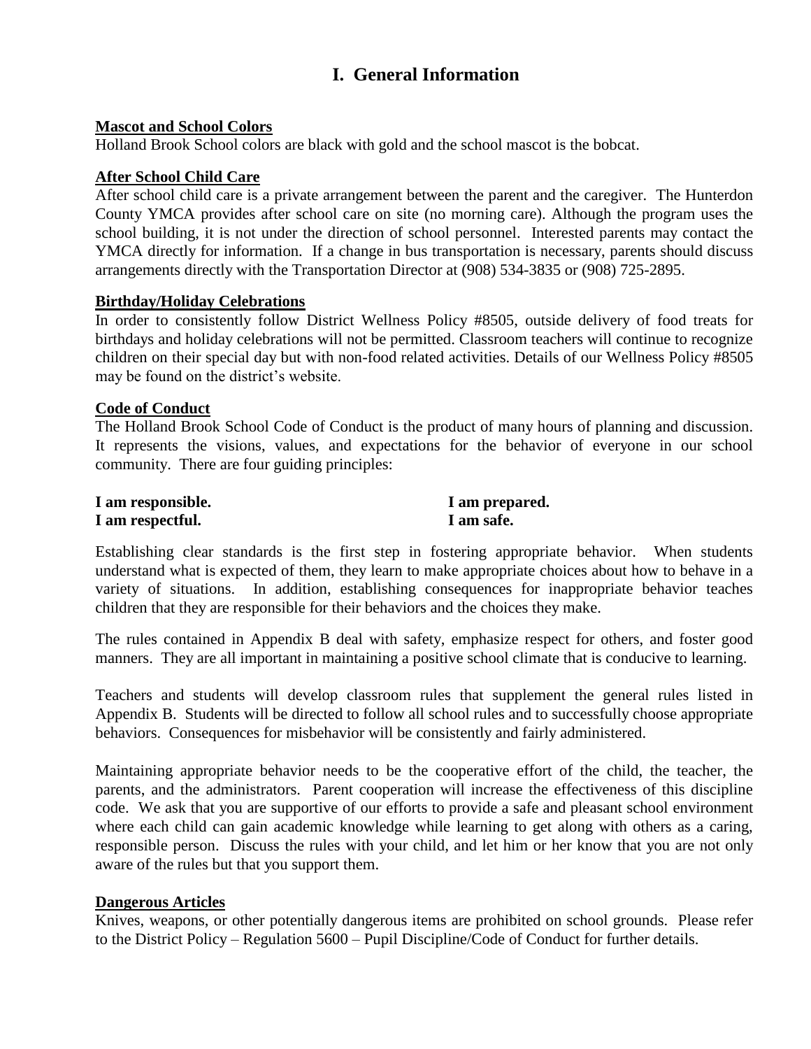# I. General Information

**Mascot and School Colors**

Holland Brook School colors are black with gold and the school mascot is the bobcat.

**After School Child Care**

After school child care is a private arrangement between the parent and the caregiver. The Hunterdon County YMCA provides after school care on site (no morning care). Although the program uses the school building, it is not under the direction of school personnel. Interested parents may contact the YMCA directly for information. If a change in bus transportation is necessary, parents should discuss arrangements directly with the Transportation Director at (908) 534-3835 or (908) 725-2895.

**Birthday/Holiday Celebrations**

In order to consistently follow District Wellness Policy #8505, outside delivery of food treats for birthdays and holiday celebrations will not be permitted. Classroom teachers will continue to recognize children on their special day but with non-food related activities. Details of our Wellness Policy #8505 may be found on the district's website.

**Code of Conduct**

The Holland Brook School Code of Conduct is the product of many hours of planning and discussion. It represents the visions, values, and expectations for the behavior of everyone in our school community. There are four guiding principles:

**I am responsible.**
**I am respectful.**
**I am prepared.**
**I am safe.**

Establishing clear standards is the first step in fostering appropriate behavior. When students understand what is expected of them, they learn to make appropriate choices about how to behave in a variety of situations. In addition, establishing consequences for inappropriate behavior teaches children that they are responsible for their behaviors and the choices they make.

The rules contained in Appendix B deal with safety, emphasize respect for others, and foster good manners. They are all important in maintaining a positive school climate that is conducive to learning.

Teachers and students will develop classroom rules that supplement the general rules listed in Appendix B. Students will be directed to follow all school rules and to successfully choose appropriate behaviors. Consequences for misbehavior will be consistently and fairly administered.

Maintaining appropriate behavior needs to be the cooperative effort of the child, the teacher, the parents, and the administrators. Parent cooperation will increase the effectiveness of this discipline code. We ask that you are supportive of our efforts to provide a safe and pleasant school environment where each child can gain academic knowledge while learning to get along with others as a caring, responsible person. Discuss the rules with your child, and let him or her know that you are not only aware of the rules but that you support them.

**Dangerous Articles**

Knives, weapons, or other potentially dangerous items are prohibited on school grounds. Please refer to the District Policy – Regulation 5600 – Pupil Discipline/Code of Conduct for further details.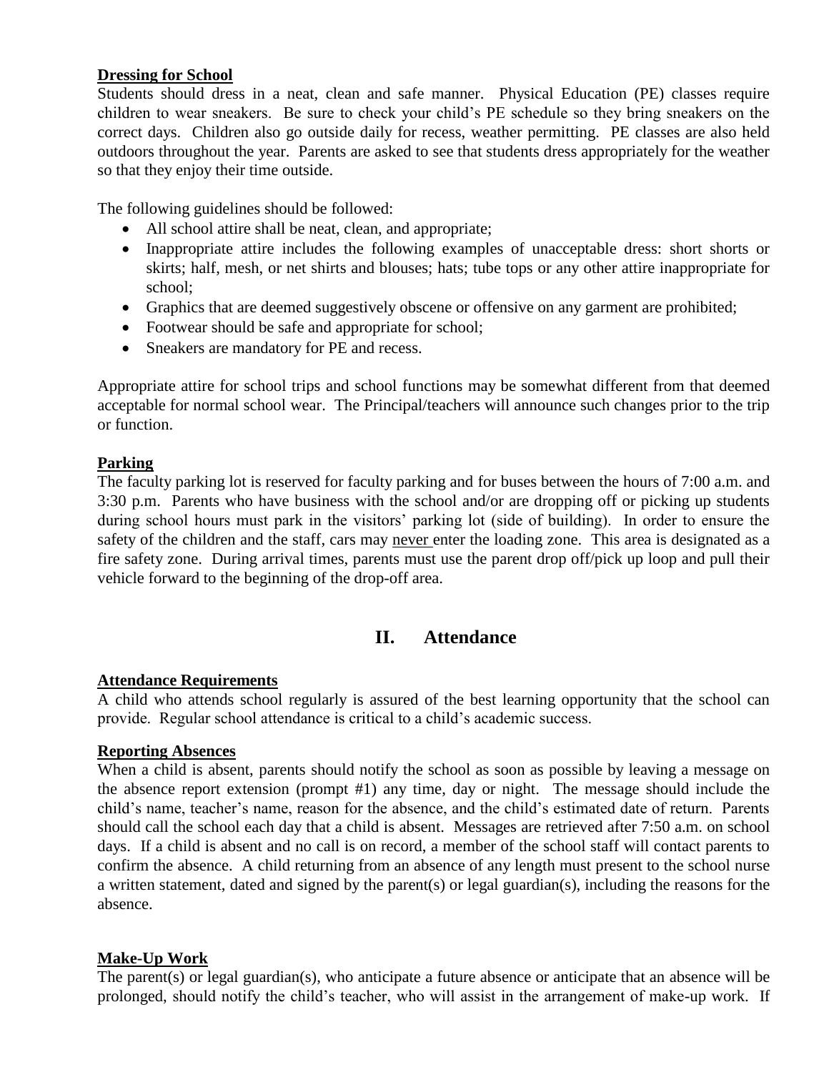**Dressing for School**

Students should dress in a neat, clean and safe manner. Physical Education (PE) classes require children to wear sneakers. Be sure to check your child's PE schedule so they bring sneakers on the correct days. Children also go outside daily for recess, weather permitting. PE classes are also held outdoors throughout the year. Parents are asked to see that students dress appropriately for the weather so that they enjoy their time outside.

The following guidelines should be followed:

- All school attire shall be neat, clean, and appropriate;
- Inappropriate attire includes the following examples of unacceptable dress: short shorts or skirts; half, mesh, or net shirts and blouses; hats; tube tops or any other attire inappropriate for school;
- Graphics that are deemed suggestively obscene or offensive on any garment are prohibited;
- Footwear should be safe and appropriate for school;
- Sneakers are mandatory for PE and recess.

Appropriate attire for school trips and school functions may be somewhat different from that deemed acceptable for normal school wear. The Principal/teachers will announce such changes prior to the trip or function.

**Parking**

The faculty parking lot is reserved for faculty parking and for buses between the hours of 7:00 a.m. and 3:30 p.m. Parents who have business with the school and/or are dropping off or picking up students during school hours must park in the visitors' parking lot (side of building). In order to ensure the safety of the children and the staff, cars may never enter the loading zone. This area is designated as a fire safety zone. During arrival times, parents must use the parent drop off/pick up loop and pull their vehicle forward to the beginning of the drop-off area.

## II. Attendance

**Attendance Requirements**

A child who attends school regularly is assured of the best learning opportunity that the school can provide. Regular school attendance is critical to a child's academic success.

**Reporting Absences**

When a child is absent, parents should notify the school as soon as possible by leaving a message on the absence report extension (prompt #1) any time, day or night. The message should include the child's name, teacher's name, reason for the absence, and the child's estimated date of return. Parents should call the school each day that a child is absent. Messages are retrieved after 7:50 a.m. on school days. If a child is absent and no call is on record, a member of the school staff will contact parents to confirm the absence. A child returning from an absence of any length must present to the school nurse a written statement, dated and signed by the parent(s) or legal guardian(s), including the reasons for the absence.

**Make-Up Work**

The parent(s) or legal guardian(s), who anticipate a future absence or anticipate that an absence will be prolonged, should notify the child's teacher, who will assist in the arrangement of make-up work. If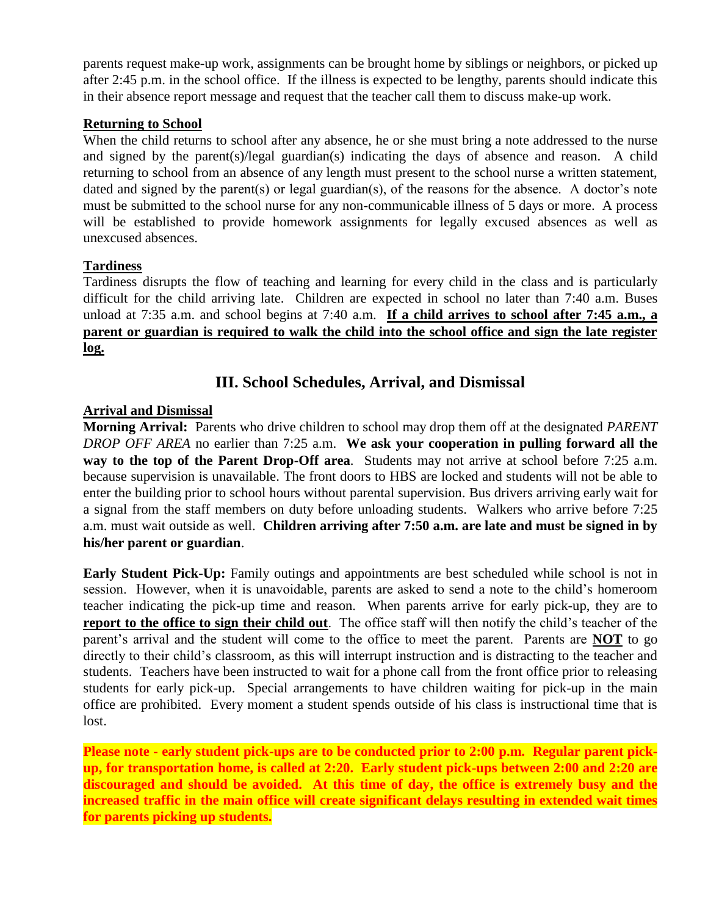parents request make-up work, assignments can be brought home by siblings or neighbors, or picked up after 2:45 p.m. in the school office. If the illness is expected to be lengthy, parents should indicate this in their absence report message and request that the teacher call them to discuss make-up work.

**Returning to School**

When the child returns to school after any absence, he or she must bring a note addressed to the nurse and signed by the parent(s)/legal guardian(s) indicating the days of absence and reason. A child returning to school from an absence of any length must present to the school nurse a written statement, dated and signed by the parent(s) or legal guardian(s), of the reasons for the absence. A doctor's note must be submitted to the school nurse for any non-communicable illness of 5 days or more. A process will be established to provide homework assignments for legally excused absences as well as unexcused absences.

**Tardiness**

Tardiness disrupts the flow of teaching and learning for every child in the class and is particularly difficult for the child arriving late. Children are expected in school no later than 7:40 a.m. Buses unload at 7:35 a.m. and school begins at 7:40 a.m. **If a child arrives to school after 7:45 a.m., a parent or guardian is required to walk the child into the school office and sign the late register log.**

## III. School Schedules, Arrival, and Dismissal

**Arrival and Dismissal**

**Morning Arrival:** Parents who drive children to school may drop them off at the designated *PARENT DROP OFF AREA* no earlier than 7:25 a.m. **We ask your cooperation in pulling forward all the way to the top of the Parent Drop-Off area**. Students may not arrive at school before 7:25 a.m. because supervision is unavailable. The front doors to HBS are locked and students will not be able to enter the building prior to school hours without parental supervision. Bus drivers arriving early wait for a signal from the staff members on duty before unloading students. Walkers who arrive before 7:25 a.m. must wait outside as well. **Children arriving after 7:50 a.m. are late and must be signed in by his/her parent or guardian**.

**Early Student Pick-Up:** Family outings and appointments are best scheduled while school is not in session. However, when it is unavoidable, parents are asked to send a note to the child's homeroom teacher indicating the pick-up time and reason. When parents arrive for early pick-up, they are to **report to the office to sign their child out**. The office staff will then notify the child's teacher of the parent's arrival and the student will come to the office to meet the parent. Parents are **NOT** to go directly to their child's classroom, as this will interrupt instruction and is distracting to the teacher and students. Teachers have been instructed to wait for a phone call from the front office prior to releasing students for early pick-up. Special arrangements to have children waiting for pick-up in the main office are prohibited. Every moment a student spends outside of his class is instructional time that is lost.

**Please note - early student pick-ups are to be conducted prior to 2:00 p.m. Regular parent pick-up, for transportation home, is called at 2:20. Early student pick-ups between 2:00 and 2:20 are discouraged and should be avoided. At this time of day, the office is extremely busy and the increased traffic in the main office will create significant delays resulting in extended wait times for parents picking up students.**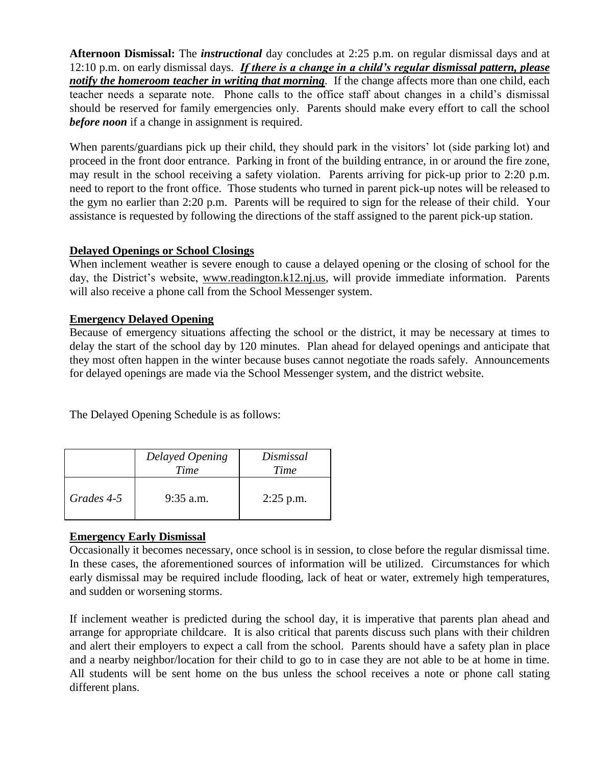**Afternoon Dismissal:** The ***instructional*** day concludes at 2:25 p.m. on regular dismissal days and at 12:10 p.m. on early dismissal days. ***If there is a change in a child's regular dismissal pattern, please notify the homeroom teacher in writing that morning***. If the change affects more than one child, each teacher needs a separate note. Phone calls to the office staff about changes in a child's dismissal should be reserved for family emergencies only. Parents should make every effort to call the school ***before noon*** if a change in assignment is required.

When parents/guardians pick up their child, they should park in the visitors' lot (side parking lot) and proceed in the front door entrance. Parking in front of the building entrance, in or around the fire zone, may result in the school receiving a safety violation. Parents arriving for pick-up prior to 2:20 p.m. need to report to the front office. Those students who turned in parent pick-up notes will be released to the gym no earlier than 2:20 p.m. Parents will be required to sign for the release of their child. Your assistance is requested by following the directions of the staff assigned to the parent pick-up station.

**Delayed Openings or School Closings**

When inclement weather is severe enough to cause a delayed opening or the closing of school for the day, the District's website, www.readington.k12.nj.us, will provide immediate information. Parents will also receive a phone call from the School Messenger system.

**Emergency Delayed Opening**

Because of emergency situations affecting the school or the district, it may be necessary at times to delay the start of the school day by 120 minutes. Plan ahead for delayed openings and anticipate that they most often happen in the winter because buses cannot negotiate the roads safely. Announcements for delayed openings are made via the School Messenger system, and the district website.

The Delayed Opening Schedule is as follows:

| | *Delayed Opening Time* | *Dismissal Time* |
|---|---|---|
| *Grades 4-5* | 9:35 a.m. | 2:25 p.m. |

**Emergency Early Dismissal**

Occasionally it becomes necessary, once school is in session, to close before the regular dismissal time. In these cases, the aforementioned sources of information will be utilized. Circumstances for which early dismissal may be required include flooding, lack of heat or water, extremely high temperatures, and sudden or worsening storms.

If inclement weather is predicted during the school day, it is imperative that parents plan ahead and arrange for appropriate childcare. It is also critical that parents discuss such plans with their children and alert their employers to expect a call from the school. Parents should have a safety plan in place and a nearby neighbor/location for their child to go to in case they are not able to be at home in time. All students will be sent home on the bus unless the school receives a note or phone call stating different plans.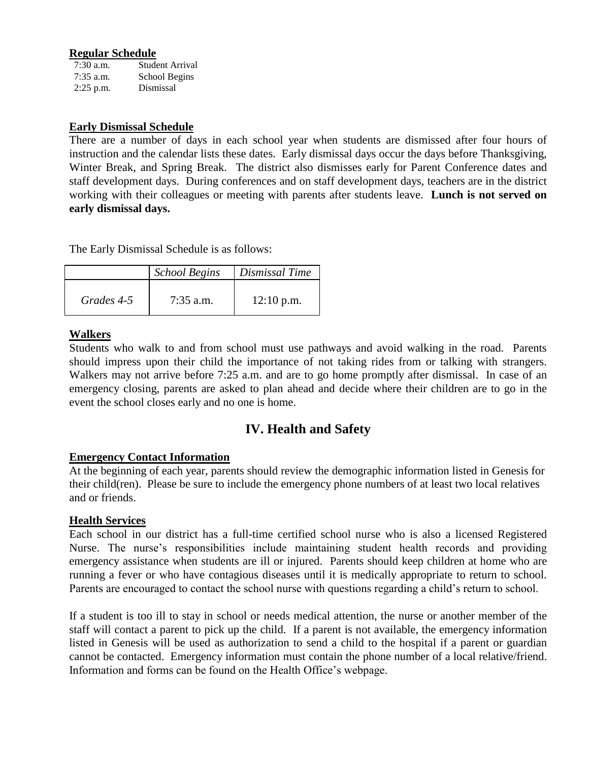**Regular Schedule**

| | |
|---|---|
| 7:30 a.m. | Student Arrival |
| 7:35 a.m. | School Begins |
| 2:25 p.m. | Dismissal |

**Early Dismissal Schedule**

There are a number of days in each school year when students are dismissed after four hours of instruction and the calendar lists these dates. Early dismissal days occur the days before Thanksgiving, Winter Break, and Spring Break. The district also dismisses early for Parent Conference dates and staff development days. During conferences and on staff development days, teachers are in the district working with their colleagues or meeting with parents after students leave. **Lunch is not served on early dismissal days.**

The Early Dismissal Schedule is as follows:

| | *School Begins* | *Dismissal Time* |
|---|---|---|
| *Grades 4-5* | 7:35 a.m. | 12:10 p.m. |

**Walkers**

Students who walk to and from school must use pathways and avoid walking in the road. Parents should impress upon their child the importance of not taking rides from or talking with strangers. Walkers may not arrive before 7:25 a.m. and are to go home promptly after dismissal. In case of an emergency closing, parents are asked to plan ahead and decide where their children are to go in the event the school closes early and no one is home.

## IV. Health and Safety

**Emergency Contact Information**

At the beginning of each year, parents should review the demographic information listed in Genesis for their child(ren). Please be sure to include the emergency phone numbers of at least two local relatives and or friends.

**Health Services**

Each school in our district has a full-time certified school nurse who is also a licensed Registered Nurse. The nurse's responsibilities include maintaining student health records and providing emergency assistance when students are ill or injured. Parents should keep children at home who are running a fever or who have contagious diseases until it is medically appropriate to return to school. Parents are encouraged to contact the school nurse with questions regarding a child's return to school.

If a student is too ill to stay in school or needs medical attention, the nurse or another member of the staff will contact a parent to pick up the child. If a parent is not available, the emergency information listed in Genesis will be used as authorization to send a child to the hospital if a parent or guardian cannot be contacted. Emergency information must contain the phone number of a local relative/friend. Information and forms can be found on the Health Office's webpage.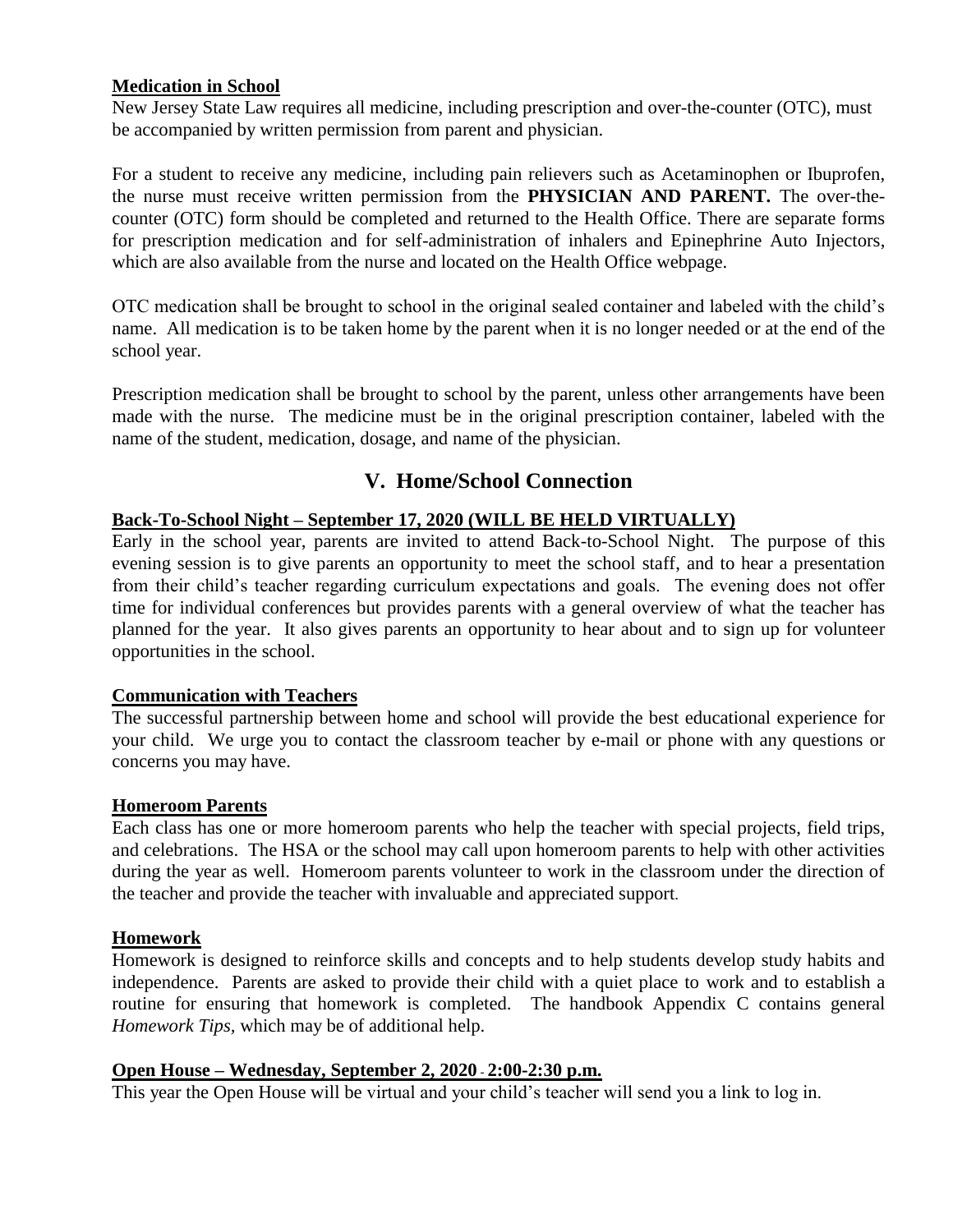**Medication in School**

New Jersey State Law requires all medicine, including prescription and over-the-counter (OTC), must be accompanied by written permission from parent and physician.

For a student to receive any medicine, including pain relievers such as Acetaminophen or Ibuprofen, the nurse must receive written permission from the **PHYSICIAN AND PARENT.** The over-the-counter (OTC) form should be completed and returned to the Health Office. There are separate forms for prescription medication and for self-administration of inhalers and Epinephrine Auto Injectors, which are also available from the nurse and located on the Health Office webpage.

OTC medication shall be brought to school in the original sealed container and labeled with the child's name. All medication is to be taken home by the parent when it is no longer needed or at the end of the school year.

Prescription medication shall be brought to school by the parent, unless other arrangements have been made with the nurse. The medicine must be in the original prescription container, labeled with the name of the student, medication, dosage, and name of the physician.

## V. Home/School Connection

**Back-To-School Night – September 17, 2020 (WILL BE HELD VIRTUALLY)**

Early in the school year, parents are invited to attend Back-to-School Night. The purpose of this evening session is to give parents an opportunity to meet the school staff, and to hear a presentation from their child's teacher regarding curriculum expectations and goals. The evening does not offer time for individual conferences but provides parents with a general overview of what the teacher has planned for the year. It also gives parents an opportunity to hear about and to sign up for volunteer opportunities in the school.

**Communication with Teachers**

The successful partnership between home and school will provide the best educational experience for your child. We urge you to contact the classroom teacher by e-mail or phone with any questions or concerns you may have.

**Homeroom Parents**

Each class has one or more homeroom parents who help the teacher with special projects, field trips, and celebrations. The HSA or the school may call upon homeroom parents to help with other activities during the year as well. Homeroom parents volunteer to work in the classroom under the direction of the teacher and provide the teacher with invaluable and appreciated support.

**Homework**

Homework is designed to reinforce skills and concepts and to help students develop study habits and independence. Parents are asked to provide their child with a quiet place to work and to establish a routine for ensuring that homework is completed. The handbook Appendix C contains general *Homework Tips,* which may be of additional help.

**Open House – Wednesday, September 2, 2020 - 2:00-2:30 p.m.**

This year the Open House will be virtual and your child's teacher will send you a link to log in.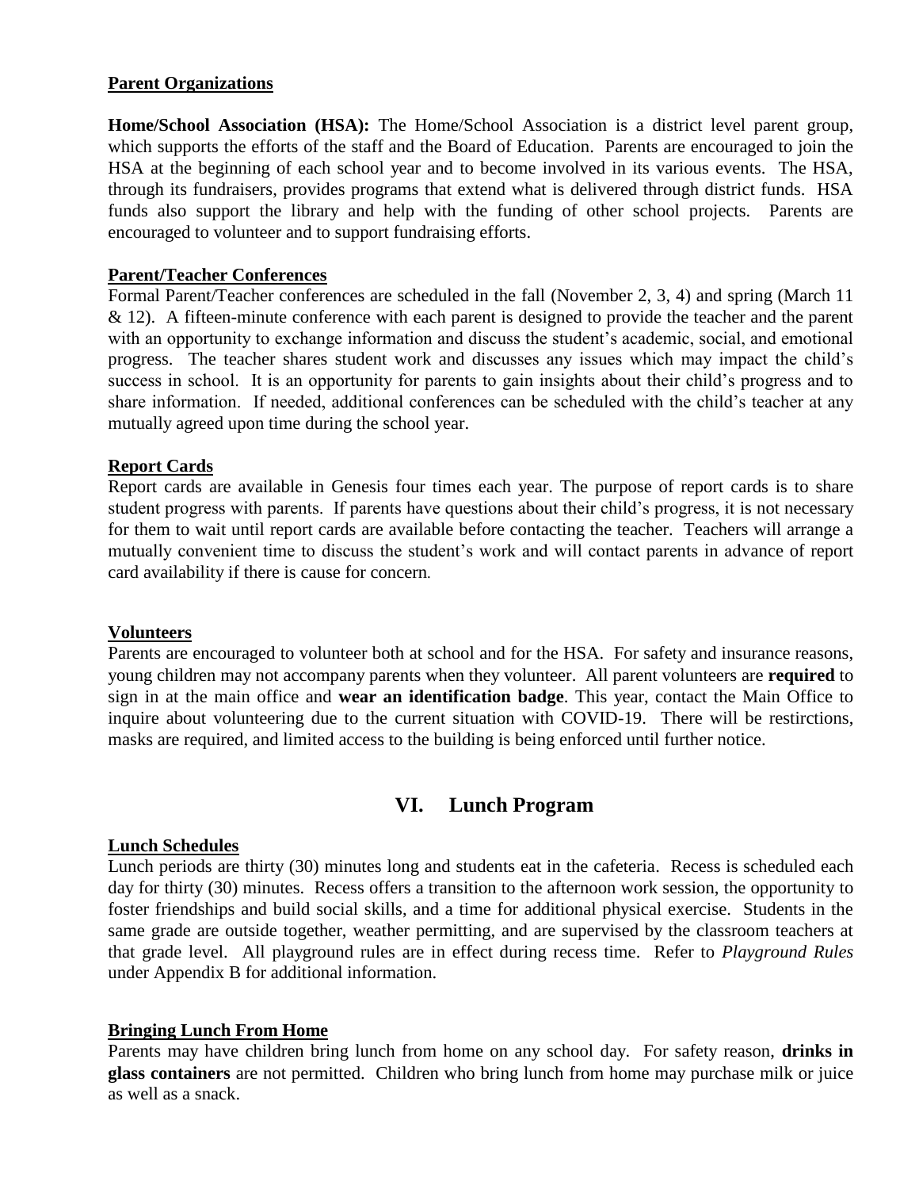## Parent Organizations

**Home/School Association (HSA):** The Home/School Association is a district level parent group, which supports the efforts of the staff and the Board of Education. Parents are encouraged to join the HSA at the beginning of each school year and to become involved in its various events. The HSA, through its fundraisers, provides programs that extend what is delivered through district funds. HSA funds also support the library and help with the funding of other school projects. Parents are encouraged to volunteer and to support fundraising efforts.

## Parent/Teacher Conferences

Formal Parent/Teacher conferences are scheduled in the fall (November 2, 3, 4) and spring (March 11 & 12). A fifteen-minute conference with each parent is designed to provide the teacher and the parent with an opportunity to exchange information and discuss the student's academic, social, and emotional progress. The teacher shares student work and discusses any issues which may impact the child's success in school. It is an opportunity for parents to gain insights about their child's progress and to share information. If needed, additional conferences can be scheduled with the child's teacher at any mutually agreed upon time during the school year.

## Report Cards

Report cards are available in Genesis four times each year. The purpose of report cards is to share student progress with parents. If parents have questions about their child's progress, it is not necessary for them to wait until report cards are available before contacting the teacher. Teachers will arrange a mutually convenient time to discuss the student's work and will contact parents in advance of report card availability if there is cause for concern.

## Volunteers

Parents are encouraged to volunteer both at school and for the HSA. For safety and insurance reasons, young children may not accompany parents when they volunteer. All parent volunteers are **required** to sign in at the main office and **wear an identification badge**. This year, contact the Main Office to inquire about volunteering due to the current situation with COVID-19. There will be restirctions, masks are required, and limited access to the building is being enforced until further notice.

# VI. Lunch Program

## Lunch Schedules

Lunch periods are thirty (30) minutes long and students eat in the cafeteria. Recess is scheduled each day for thirty (30) minutes. Recess offers a transition to the afternoon work session, the opportunity to foster friendships and build social skills, and a time for additional physical exercise. Students in the same grade are outside together, weather permitting, and are supervised by the classroom teachers at that grade level. All playground rules are in effect during recess time. Refer to *Playground Rules* under Appendix B for additional information.

## Bringing Lunch From Home

Parents may have children bring lunch from home on any school day. For safety reason, **drinks in glass containers** are not permitted. Children who bring lunch from home may purchase milk or juice as well as a snack.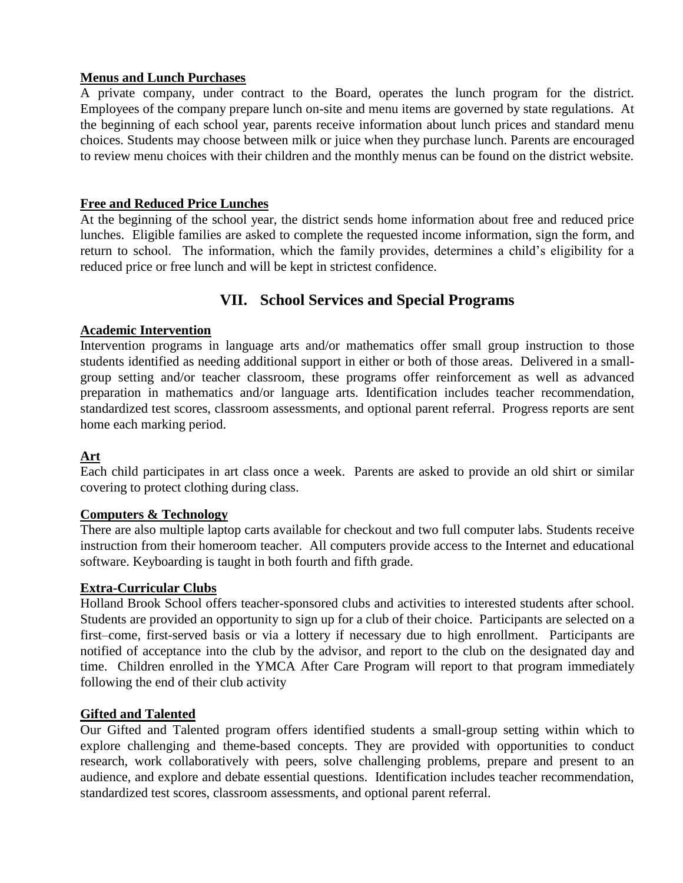**Menus and Lunch Purchases**

A private company, under contract to the Board, operates the lunch program for the district. Employees of the company prepare lunch on-site and menu items are governed by state regulations. At the beginning of each school year, parents receive information about lunch prices and standard menu choices. Students may choose between milk or juice when they purchase lunch. Parents are encouraged to review menu choices with their children and the monthly menus can be found on the district website.

**Free and Reduced Price Lunches**

At the beginning of the school year, the district sends home information about free and reduced price lunches. Eligible families are asked to complete the requested income information, sign the form, and return to school. The information, which the family provides, determines a child's eligibility for a reduced price or free lunch and will be kept in strictest confidence.

## VII. School Services and Special Programs

**Academic Intervention**

Intervention programs in language arts and/or mathematics offer small group instruction to those students identified as needing additional support in either or both of those areas. Delivered in a small-group setting and/or teacher classroom, these programs offer reinforcement as well as advanced preparation in mathematics and/or language arts. Identification includes teacher recommendation, standardized test scores, classroom assessments, and optional parent referral. Progress reports are sent home each marking period.

**Art**

Each child participates in art class once a week. Parents are asked to provide an old shirt or similar covering to protect clothing during class.

**Computers & Technology**

There are also multiple laptop carts available for checkout and two full computer labs. Students receive instruction from their homeroom teacher. All computers provide access to the Internet and educational software. Keyboarding is taught in both fourth and fifth grade.

**Extra-Curricular Clubs**

Holland Brook School offers teacher-sponsored clubs and activities to interested students after school. Students are provided an opportunity to sign up for a club of their choice. Participants are selected on a first–come, first-served basis or via a lottery if necessary due to high enrollment. Participants are notified of acceptance into the club by the advisor, and report to the club on the designated day and time. Children enrolled in the YMCA After Care Program will report to that program immediately following the end of their club activity

**Gifted and Talented**

Our Gifted and Talented program offers identified students a small-group setting within which to explore challenging and theme-based concepts. They are provided with opportunities to conduct research, work collaboratively with peers, solve challenging problems, prepare and present to an audience, and explore and debate essential questions. Identification includes teacher recommendation, standardized test scores, classroom assessments, and optional parent referral.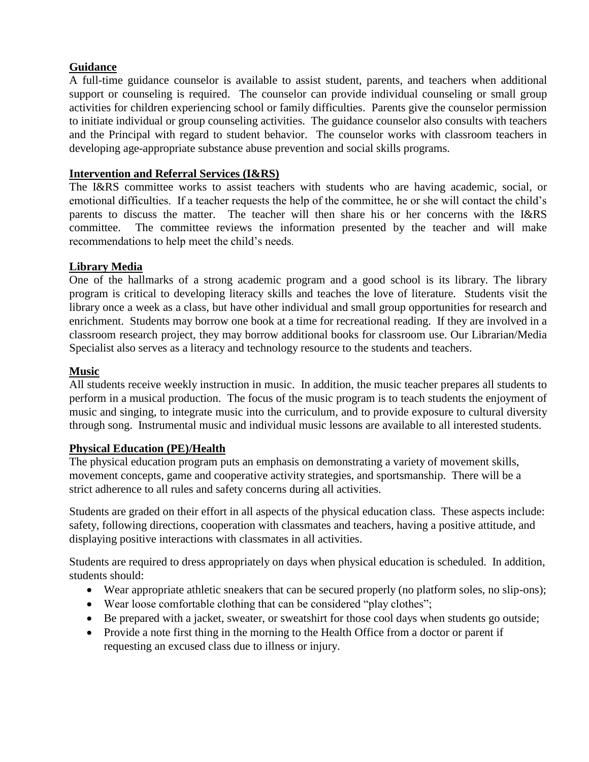## Guidance

A full-time guidance counselor is available to assist student, parents, and teachers when additional support or counseling is required. The counselor can provide individual counseling or small group activities for children experiencing school or family difficulties. Parents give the counselor permission to initiate individual or group counseling activities. The guidance counselor also consults with teachers and the Principal with regard to student behavior. The counselor works with classroom teachers in developing age-appropriate substance abuse prevention and social skills programs.

## Intervention and Referral Services (I&RS)

The I&RS committee works to assist teachers with students who are having academic, social, or emotional difficulties. If a teacher requests the help of the committee, he or she will contact the child's parents to discuss the matter. The teacher will then share his or her concerns with the I&RS committee. The committee reviews the information presented by the teacher and will make recommendations to help meet the child's needs.

## Library Media

One of the hallmarks of a strong academic program and a good school is its library. The library program is critical to developing literacy skills and teaches the love of literature. Students visit the library once a week as a class, but have other individual and small group opportunities for research and enrichment. Students may borrow one book at a time for recreational reading. If they are involved in a classroom research project, they may borrow additional books for classroom use. Our Librarian/Media Specialist also serves as a literacy and technology resource to the students and teachers.

## Music

All students receive weekly instruction in music. In addition, the music teacher prepares all students to perform in a musical production. The focus of the music program is to teach students the enjoyment of music and singing, to integrate music into the curriculum, and to provide exposure to cultural diversity through song. Instrumental music and individual music lessons are available to all interested students.

## Physical Education (PE)/Health

The physical education program puts an emphasis on demonstrating a variety of movement skills, movement concepts, game and cooperative activity strategies, and sportsmanship. There will be a strict adherence to all rules and safety concerns during all activities.

Students are graded on their effort in all aspects of the physical education class. These aspects include: safety, following directions, cooperation with classmates and teachers, having a positive attitude, and displaying positive interactions with classmates in all activities.

Students are required to dress appropriately on days when physical education is scheduled. In addition, students should:

- Wear appropriate athletic sneakers that can be secured properly (no platform soles, no slip-ons);
- Wear loose comfortable clothing that can be considered "play clothes";
- Be prepared with a jacket, sweater, or sweatshirt for those cool days when students go outside;
- Provide a note first thing in the morning to the Health Office from a doctor or parent if requesting an excused class due to illness or injury.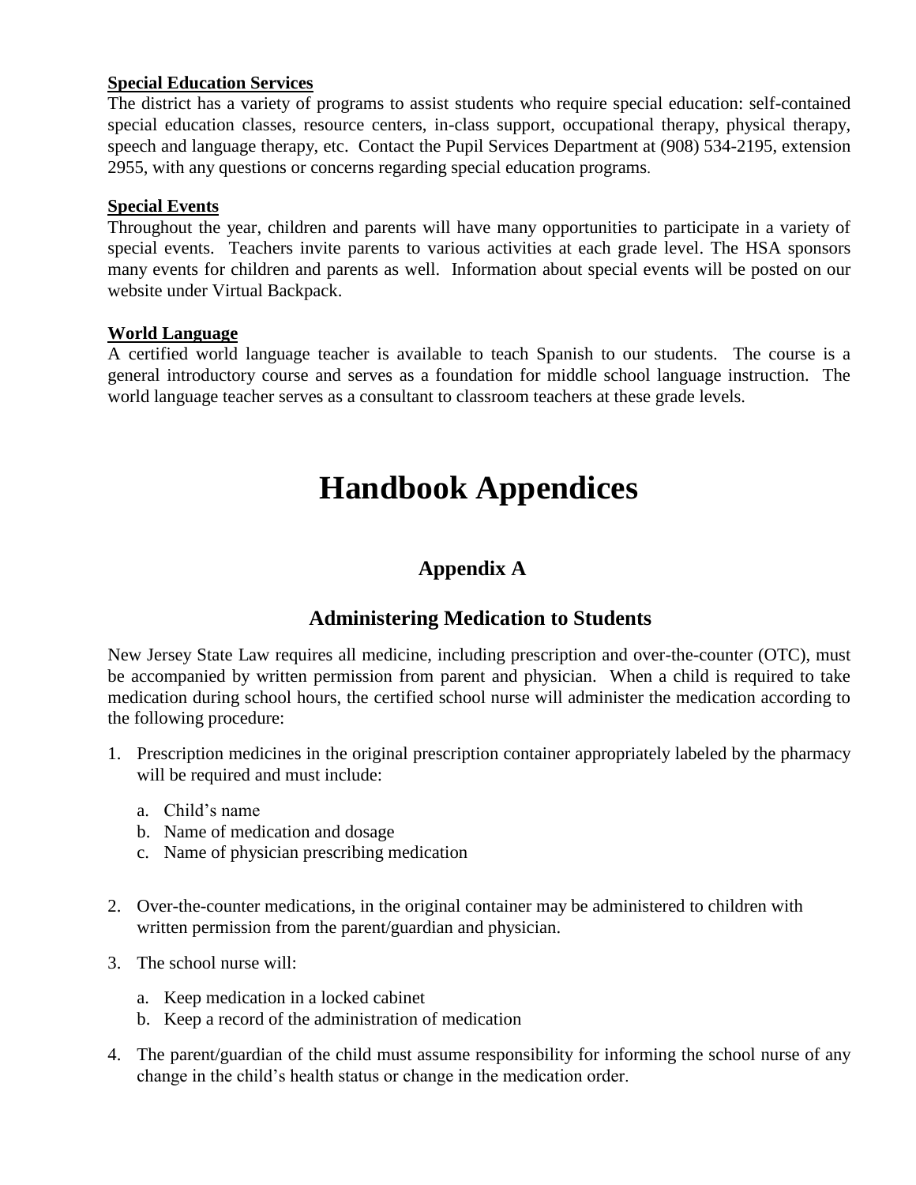**Special Education Services**

The district has a variety of programs to assist students who require special education: self-contained special education classes, resource centers, in-class support, occupational therapy, physical therapy, speech and language therapy, etc. Contact the Pupil Services Department at (908) 534-2195, extension 2955, with any questions or concerns regarding special education programs.

**Special Events**

Throughout the year, children and parents will have many opportunities to participate in a variety of special events. Teachers invite parents to various activities at each grade level. The HSA sponsors many events for children and parents as well. Information about special events will be posted on our website under Virtual Backpack.

**World Language**

A certified world language teacher is available to teach Spanish to our students. The course is a general introductory course and serves as a foundation for middle school language instruction. The world language teacher serves as a consultant to classroom teachers at these grade levels.

# Handbook Appendices

## Appendix A

## Administering Medication to Students

New Jersey State Law requires all medicine, including prescription and over-the-counter (OTC), must be accompanied by written permission from parent and physician. When a child is required to take medication during school hours, the certified school nurse will administer the medication according to the following procedure:

1. Prescription medicines in the original prescription container appropriately labeled by the pharmacy will be required and must include:
   a. Child's name
   b. Name of medication and dosage
   c. Name of physician prescribing medication

2. Over-the-counter medications, in the original container may be administered to children with written permission from the parent/guardian and physician.

3. The school nurse will:
   a. Keep medication in a locked cabinet
   b. Keep a record of the administration of medication

4. The parent/guardian of the child must assume responsibility for informing the school nurse of any change in the child's health status or change in the medication order.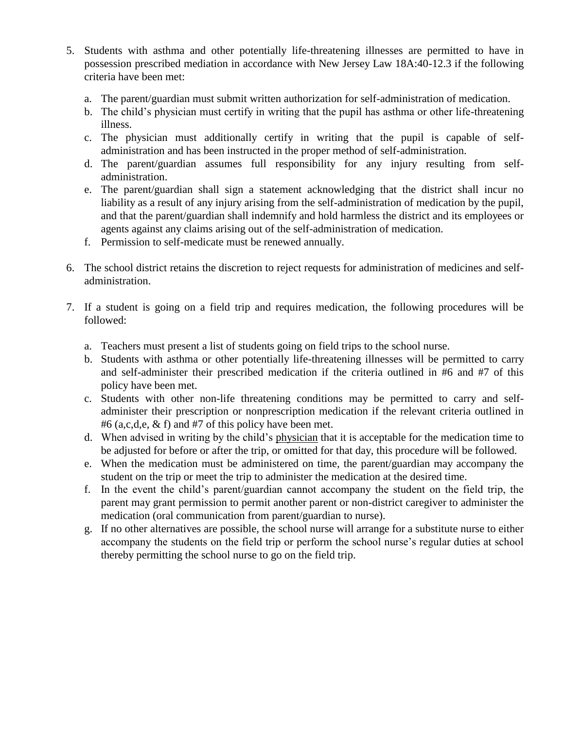5. Students with asthma and other potentially life-threatening illnesses are permitted to have in possession prescribed mediation in accordance with New Jersey Law 18A:40-12.3 if the following criteria have been met:

   a. The parent/guardian must submit written authorization for self-administration of medication.
   b. The child's physician must certify in writing that the pupil has asthma or other life-threatening illness.
   c. The physician must additionally certify in writing that the pupil is capable of self-administration and has been instructed in the proper method of self-administration.
   d. The parent/guardian assumes full responsibility for any injury resulting from self-administration.
   e. The parent/guardian shall sign a statement acknowledging that the district shall incur no liability as a result of any injury arising from the self-administration of medication by the pupil, and that the parent/guardian shall indemnify and hold harmless the district and its employees or agents against any claims arising out of the self-administration of medication.
   f. Permission to self-medicate must be renewed annually.

6. The school district retains the discretion to reject requests for administration of medicines and self-administration.

7. If a student is going on a field trip and requires medication, the following procedures will be followed:

   a. Teachers must present a list of students going on field trips to the school nurse.
   b. Students with asthma or other potentially life-threatening illnesses will be permitted to carry and self-administer their prescribed medication if the criteria outlined in #6 and #7 of this policy have been met.
   c. Students with other non-life threatening conditions may be permitted to carry and self-administer their prescription or nonprescription medication if the relevant criteria outlined in #6 (a,c,d,e, & f) and #7 of this policy have been met.
   d. When advised in writing by the child's <u>physician</u> that it is acceptable for the medication time to be adjusted for before or after the trip, or omitted for that day, this procedure will be followed.
   e. When the medication must be administered on time, the parent/guardian may accompany the student on the trip or meet the trip to administer the medication at the desired time.
   f. In the event the child's parent/guardian cannot accompany the student on the field trip, the parent may grant permission to permit another parent or non-district caregiver to administer the medication (oral communication from parent/guardian to nurse).
   g. If no other alternatives are possible, the school nurse will arrange for a substitute nurse to either accompany the students on the field trip or perform the school nurse's regular duties at school thereby permitting the school nurse to go on the field trip.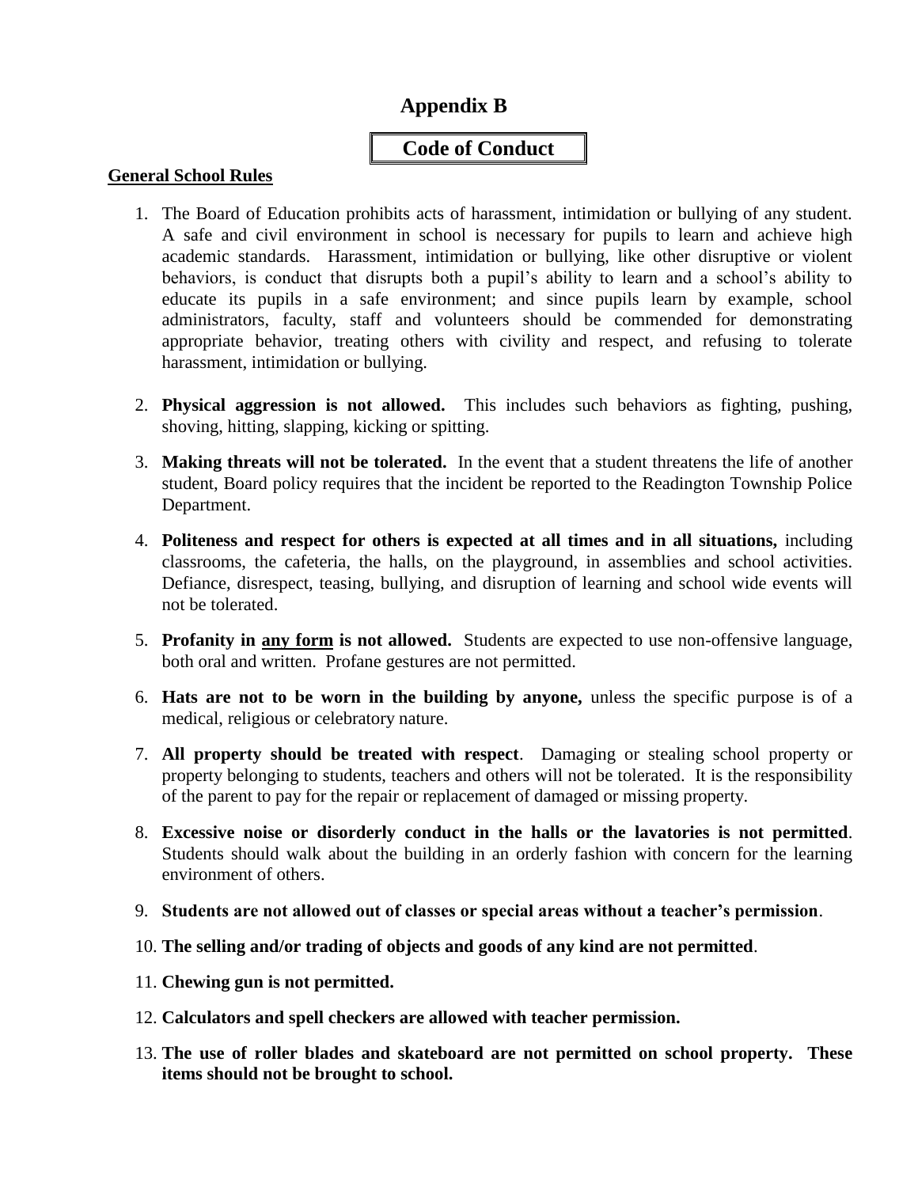# Appendix B

## Code of Conduct

### General School Rules

1. The Board of Education prohibits acts of harassment, intimidation or bullying of any student. A safe and civil environment in school is necessary for pupils to learn and achieve high academic standards. Harassment, intimidation or bullying, like other disruptive or violent behaviors, is conduct that disrupts both a pupil's ability to learn and a school's ability to educate its pupils in a safe environment; and since pupils learn by example, school administrators, faculty, staff and volunteers should be commended for demonstrating appropriate behavior, treating others with civility and respect, and refusing to tolerate harassment, intimidation or bullying.

2. **Physical aggression is not allowed.** This includes such behaviors as fighting, pushing, shoving, hitting, slapping, kicking or spitting.

3. **Making threats will not be tolerated.** In the event that a student threatens the life of another student, Board policy requires that the incident be reported to the Readington Township Police Department.

4. **Politeness and respect for others is expected at all times and in all situations,** including classrooms, the cafeteria, the halls, on the playground, in assemblies and school activities. Defiance, disrespect, teasing, bullying, and disruption of learning and school wide events will not be tolerated.

5. **Profanity in <u>any form</u> is not allowed.** Students are expected to use non-offensive language, both oral and written. Profane gestures are not permitted.

6. **Hats are not to be worn in the building by anyone,** unless the specific purpose is of a medical, religious or celebratory nature.

7. **All property should be treated with respect**. Damaging or stealing school property or property belonging to students, teachers and others will not be tolerated. It is the responsibility of the parent to pay for the repair or replacement of damaged or missing property.

8. **Excessive noise or disorderly conduct in the halls or the lavatories is not permitted**. Students should walk about the building in an orderly fashion with concern for the learning environment of others.

9. **Students are not allowed out of classes or special areas without a teacher's permission**.

10. **The selling and/or trading of objects and goods of any kind are not permitted**.

11. **Chewing gun is not permitted.**

12. **Calculators and spell checkers are allowed with teacher permission.**

13. **The use of roller blades and skateboard are not permitted on school property. These items should not be brought to school.**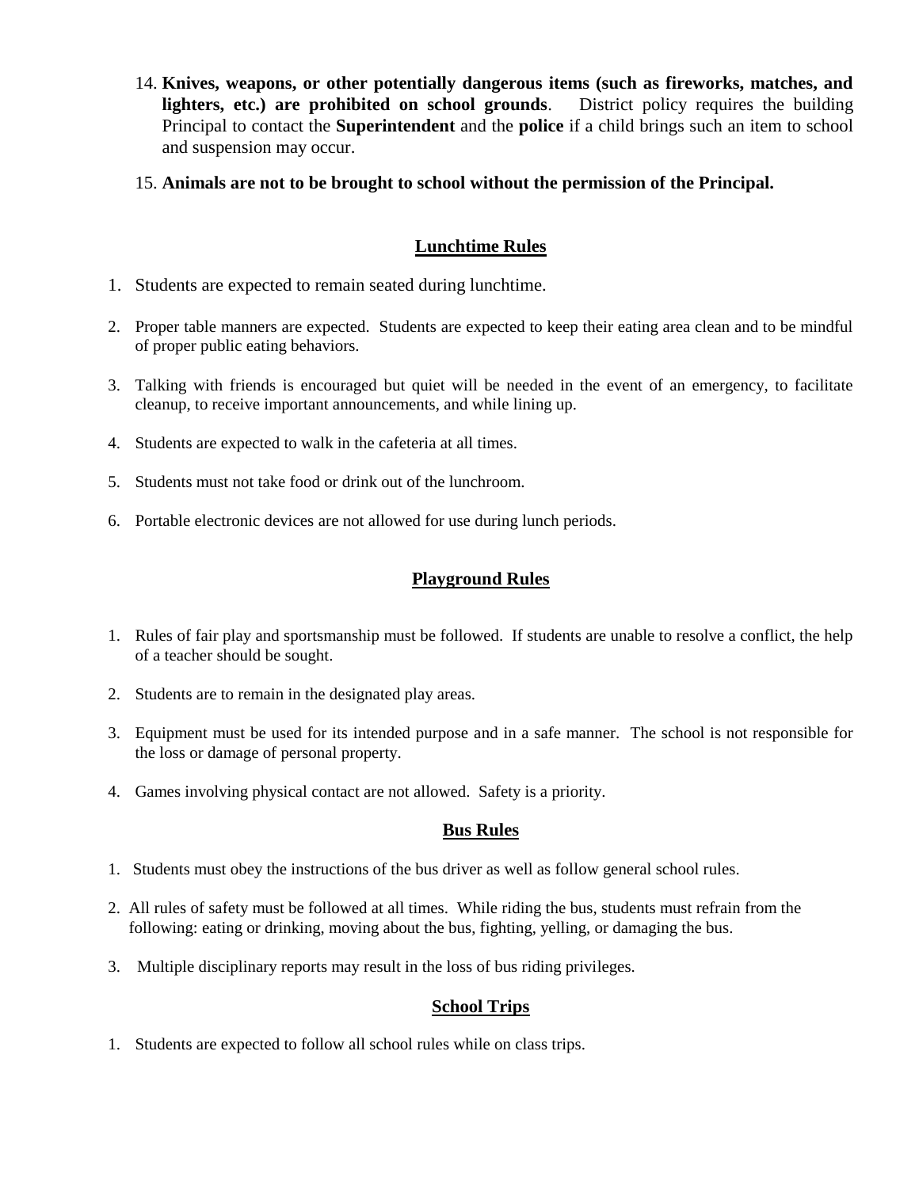14. **Knives, weapons, or other potentially dangerous items (such as fireworks, matches, and lighters, etc.) are prohibited on school grounds**. District policy requires the building Principal to contact the **Superintendent** and the **police** if a child brings such an item to school and suspension may occur.

15. **Animals are not to be brought to school without the permission of the Principal.**

## Lunchtime Rules

1. Students are expected to remain seated during lunchtime.

2. Proper table manners are expected. Students are expected to keep their eating area clean and to be mindful of proper public eating behaviors.

3. Talking with friends is encouraged but quiet will be needed in the event of an emergency, to facilitate cleanup, to receive important announcements, and while lining up.

4. Students are expected to walk in the cafeteria at all times.

5. Students must not take food or drink out of the lunchroom.

6. Portable electronic devices are not allowed for use during lunch periods.

## Playground Rules

1. Rules of fair play and sportsmanship must be followed. If students are unable to resolve a conflict, the help of a teacher should be sought.

2. Students are to remain in the designated play areas.

3. Equipment must be used for its intended purpose and in a safe manner. The school is not responsible for the loss or damage of personal property.

4. Games involving physical contact are not allowed. Safety is a priority.

## Bus Rules

1. Students must obey the instructions of the bus driver as well as follow general school rules.

2. All rules of safety must be followed at all times. While riding the bus, students must refrain from the following: eating or drinking, moving about the bus, fighting, yelling, or damaging the bus.

3. Multiple disciplinary reports may result in the loss of bus riding privileges.

## School Trips

1. Students are expected to follow all school rules while on class trips.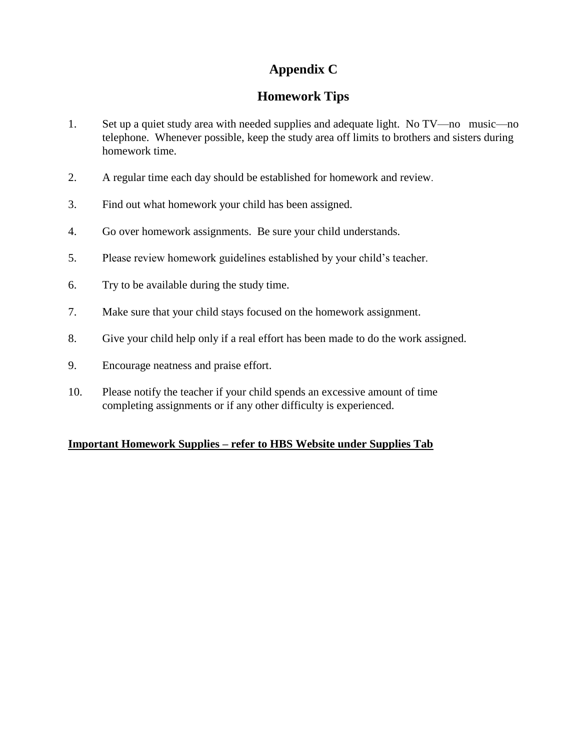# Appendix C

## Homework Tips

1. Set up a quiet study area with needed supplies and adequate light. No TV—no music—no telephone. Whenever possible, keep the study area off limits to brothers and sisters during homework time.

2. A regular time each day should be established for homework and review.

3. Find out what homework your child has been assigned.

4. Go over homework assignments. Be sure your child understands.

5. Please review homework guidelines established by your child's teacher.

6. Try to be available during the study time.

7. Make sure that your child stays focused on the homework assignment.

8. Give your child help only if a real effort has been made to do the work assigned.

9. Encourage neatness and praise effort.

10. Please notify the teacher if your child spends an excessive amount of time completing assignments or if any other difficulty is experienced.

**Important Homework Supplies – refer to HBS Website under Supplies Tab**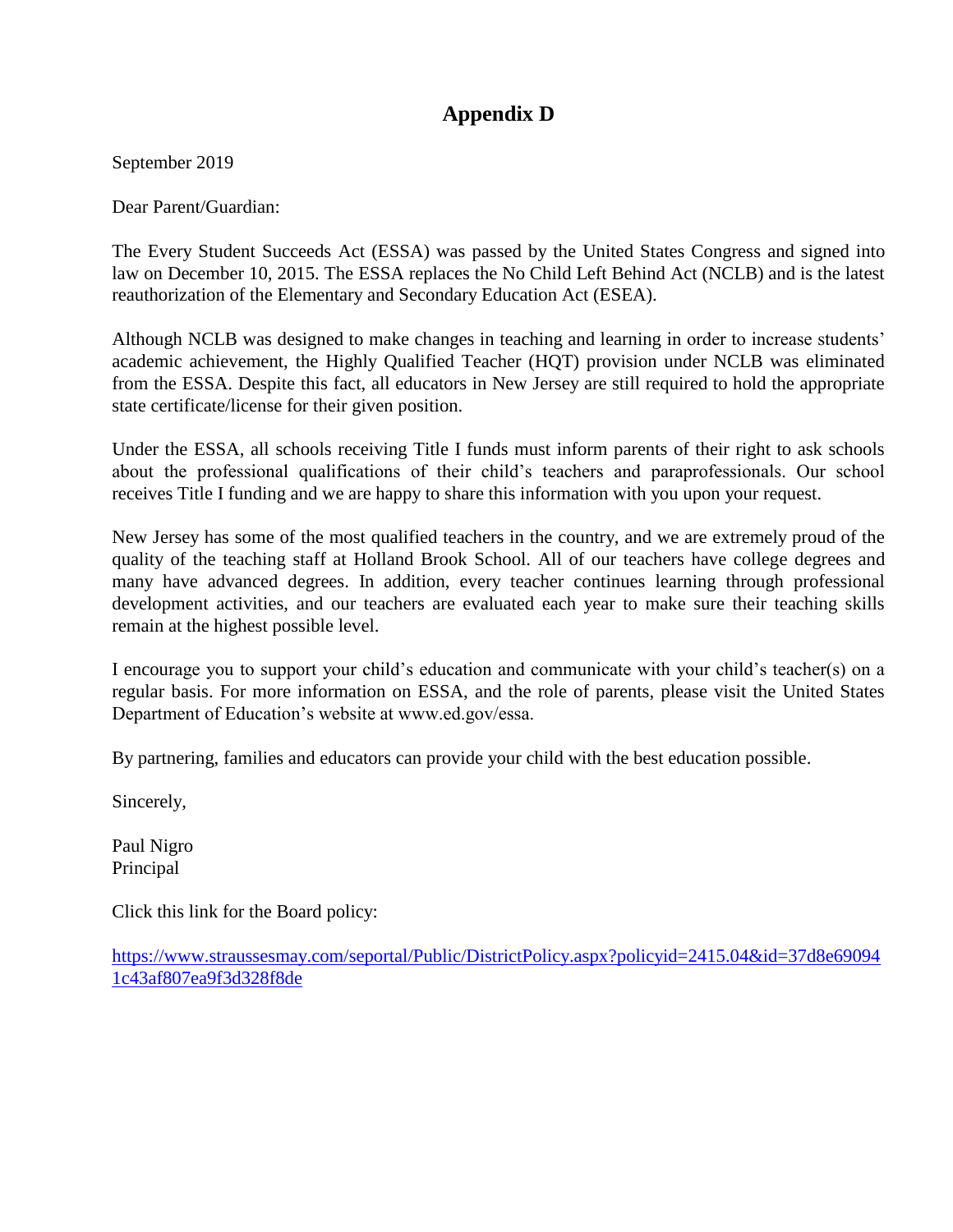# Appendix D

September 2019

Dear Parent/Guardian:

The Every Student Succeeds Act (ESSA) was passed by the United States Congress and signed into law on December 10, 2015. The ESSA replaces the No Child Left Behind Act (NCLB) and is the latest reauthorization of the Elementary and Secondary Education Act (ESEA).

Although NCLB was designed to make changes in teaching and learning in order to increase students' academic achievement, the Highly Qualified Teacher (HQT) provision under NCLB was eliminated from the ESSA. Despite this fact, all educators in New Jersey are still required to hold the appropriate state certificate/license for their given position.

Under the ESSA, all schools receiving Title I funds must inform parents of their right to ask schools about the professional qualifications of their child's teachers and paraprofessionals. Our school receives Title I funding and we are happy to share this information with you upon your request.

New Jersey has some of the most qualified teachers in the country, and we are extremely proud of the quality of the teaching staff at Holland Brook School. All of our teachers have college degrees and many have advanced degrees. In addition, every teacher continues learning through professional development activities, and our teachers are evaluated each year to make sure their teaching skills remain at the highest possible level.

I encourage you to support your child's education and communicate with your child's teacher(s) on a regular basis. For more information on ESSA, and the role of parents, please visit the United States Department of Education's website at www.ed.gov/essa.

By partnering, families and educators can provide your child with the best education possible.

Sincerely,

Paul Nigro
Principal

Click this link for the Board policy:

https://www.straussesmay.com/seportal/Public/DistrictPolicy.aspx?policyid=2415.04&id=37d8e690941c43af807ea9f3d328f8de